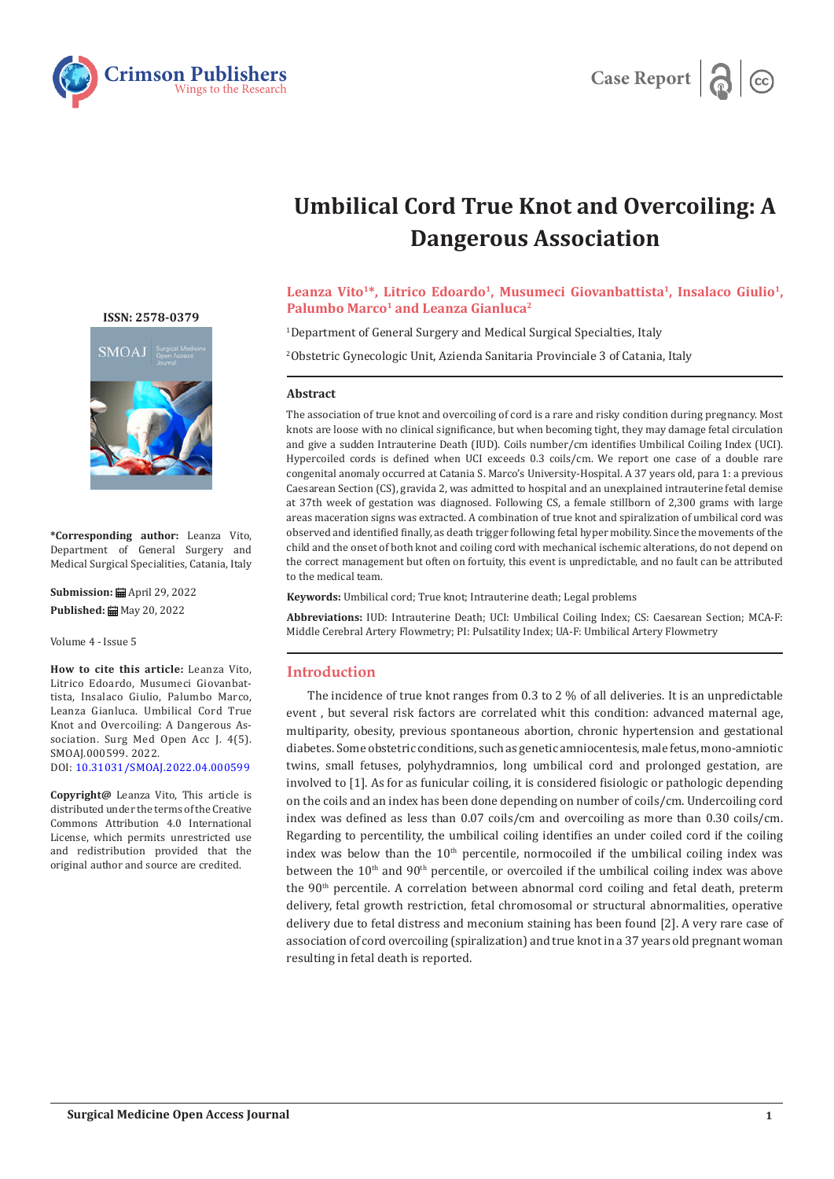Case Report

# Umbilical Cord True Knot and Overcoiling: A Dangerous Association

**Leanza Vito[1]*, Litrico Edoardo[1], Musumeci Giovanbattista[1], Insalaco Giulio[1], Palumbo Marco[1] and Leanza Gianluca[2]**

[1]Department of General Surgery and Medical Surgical Specialties, Italy

[2]Obstetric Gynecologic Unit, Azienda Sanitaria Provinciale 3 of Catania, Italy

ISSN: 2578-0379

**\*Corresponding author:** Leanza Vito, Department of General Surgery and Medical Surgical Specialties, Catania, Italy

**Submission:** April 29, 2022

**Published:** May 20, 2022

Volume 4 - Issue 5

**How to cite this article:** Leanza Vito, Litrico Edoardo, Musumeci Giovanbattista, Insalaco Giulio, Palumbo Marco, Leanza Gianluca. Umbilical Cord True Knot and Overcoiling: A Dangerous Association. Surg Med Open Acc J. 4(5). SMOAJ.000599. 2022.
DOI: 10.31031/SMOAJ.2022.04.000599

**Copyright@** Leanza Vito, This article is distributed under the terms of the Creative Commons Attribution 4.0 International License, which permits unrestricted use and redistribution provided that the original author and source are credited.

## Abstract

The association of true knot and overcoiling of cord is a rare and risky condition during pregnancy. Most knots are loose with no clinical significance, but when becoming tight, they may damage fetal circulation and give a sudden Intrauterine Death (IUD). Coils number/cm identifies Umbilical Coiling Index (UCI). Hypercoiled cords is defined when UCI exceeds 0.3 coils/cm. We report one case of a double rare congenital anomaly occurred at Catania S. Marco's University-Hospital. A 37 years old, para 1: a previous Caesarean Section (CS), gravida 2, was admitted to hospital and an unexplained intrauterine fetal demise at 37th week of gestation was diagnosed. Following CS, a female stillborn of 2,300 grams with large areas maceration signs was extracted. A combination of true knot and spiralization of umbilical cord was observed and identified finally, as death trigger following fetal hyper mobility. Since the movements of the child and the onset of both knot and coiling cord with mechanical ischemic alterations, do not depend on the correct management but often on fortuity, this event is unpredictable, and no fault can be attributed to the medical team.

**Keywords:** Umbilical cord; True knot; Intrauterine death; Legal problems

**Abbreviations:** IUD: Intrauterine Death; UCI: Umbilical Coiling Index; CS: Caesarean Section; MCA-F: Middle Cerebral Artery Flowmetry; PI: Pulsatility Index; UA-F: Umbilical Artery Flowmetry

## Introduction

The incidence of true knot ranges from 0.3 to 2 % of all deliveries. It is an unpredictable event , but several risk factors are correlated whit this condition: advanced maternal age, multiparity, obesity, previous spontaneous abortion, chronic hypertension and gestational diabetes. Some obstetric conditions, such as genetic amniocentesis, male fetus, mono-amniotic twins, small fetuses, polyhydramnios, long umbilical cord and prolonged gestation, are involved to [1]. As for as funicular coiling, it is considered fisiologic or pathologic depending on the coils and an index has been done depending on number of coils/cm. Undercoiling cord index was defined as less than 0.07 coils/cm and overcoiling as more than 0.30 coils/cm. Regarding to percentility, the umbilical coiling identifies an under coiled cord if the coiling index was below than the 10th percentile, normocoiled if the umbilical coiling index was between the 10th and 90th percentile, or overcoiled if the umbilical coiling index was above the 90th percentile. A correlation between abnormal cord coiling and fetal death, preterm delivery, fetal growth restriction, fetal chromosomal or structural abnormalities, operative delivery due to fetal distress and meconium staining has been found [2]. A very rare case of association of cord overcoiling (spiralization) and true knot in a 37 years old pregnant woman resulting in fetal death is reported.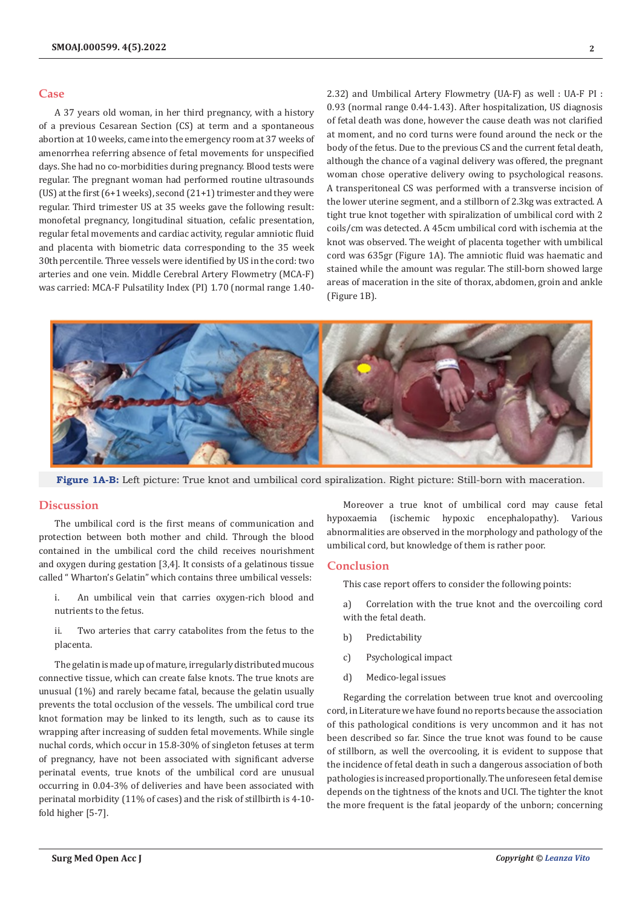## Case

A 37 years old woman, in her third pregnancy, with a history of a previous Cesarean Section (CS) at term and a spontaneous abortion at 10 weeks, came into the emergency room at 37 weeks of amenorrhea referring absence of fetal movements for unspecified days. She had no co-morbidities during pregnancy. Blood tests were regular. The pregnant woman had performed routine ultrasounds (US) at the first (6+1 weeks), second (21+1) trimester and they were regular. Third trimester US at 35 weeks gave the following result: monofetal pregnancy, longitudinal situation, cefalic presentation, regular fetal movements and cardiac activity, regular amniotic fluid and placenta with biometric data corresponding to the 35 week 30th percentile. Three vessels were identified by US in the cord: two arteries and one vein. Middle Cerebral Artery Flowmetry (MCA-F) was carried: MCA-F Pulsatility Index (PI) 1.70 (normal range 1.40-2.32) and Umbilical Artery Flowmetry (UA-F) as well : UA-F PI : 0.93 (normal range 0.44-1.43). After hospitalization, US diagnosis of fetal death was done, however the cause death was not clarified at moment, and no cord turns were found around the neck or the body of the fetus. Due to the previous CS and the current fetal death, although the chance of a vaginal delivery was offered, the pregnant woman chose operative delivery owing to psychological reasons. A transperitoneal CS was performed with a transverse incision of the lower uterine segment, and a stillborn of 2.3kg was extracted. A tight true knot together with spiralization of umbilical cord with 2 coils/cm was detected. A 45cm umbilical cord with ischemia at the knot was observed. The weight of placenta together with umbilical cord was 635gr (Figure 1A). The amniotic fluid was haematic and stained while the amount was regular. The still-born showed large areas of maceration in the site of thorax, abdomen, groin and ankle (Figure 1B).

**Figure 1A-B:** Left picture: True knot and umbilical cord spiralization. Right picture: Still-born with maceration.

## Discussion

The umbilical cord is the first means of communication and protection between both mother and child. Through the blood contained in the umbilical cord the child receives nourishment and oxygen during gestation [3,4]. It consists of a gelatinous tissue called " Wharton's Gelatin" which contains three umbilical vessels:

i. An umbilical vein that carries oxygen-rich blood and nutrients to the fetus.

ii. Two arteries that carry catabolites from the fetus to the placenta.

The gelatin is made up of mature, irregularly distributed mucous connective tissue, which can create false knots. The true knots are unusual (1%) and rarely became fatal, because the gelatin usually prevents the total occlusion of the vessels. The umbilical cord true knot formation may be linked to its length, such as to cause its wrapping after increasing of sudden fetal movements. While single nuchal cords, which occur in 15.8-30% of singleton fetuses at term of pregnancy, have not been associated with significant adverse perinatal events, true knots of the umbilical cord are unusual occurring in 0.04-3% of deliveries and have been associated with perinatal morbidity (11% of cases) and the risk of stillbirth is 4-10-fold higher [5-7].

Moreover a true knot of umbilical cord may cause fetal hypoxaemia (ischemic hypoxic encephalopathy). Various abnormalities are observed in the morphology and pathology of the umbilical cord, but knowledge of them is rather poor.

## Conclusion

This case report offers to consider the following points:

a) Correlation with the true knot and the overcoiling cord with the fetal death.

b) Predictability

c) Psychological impact

d) Medico-legal issues

Regarding the correlation between true knot and overcooling cord, in Literature we have found no reports because the association of this pathological conditions is very uncommon and it has not been described so far. Since the true knot was found to be cause of stillborn, as well the overcooling, it is evident to suppose that the incidence of fetal death in such a dangerous association of both pathologies is increased proportionally. The unforeseen fetal demise depends on the tightness of the knots and UCI. The tighter the knot the more frequent is the fatal jeopardy of the unborn; concerning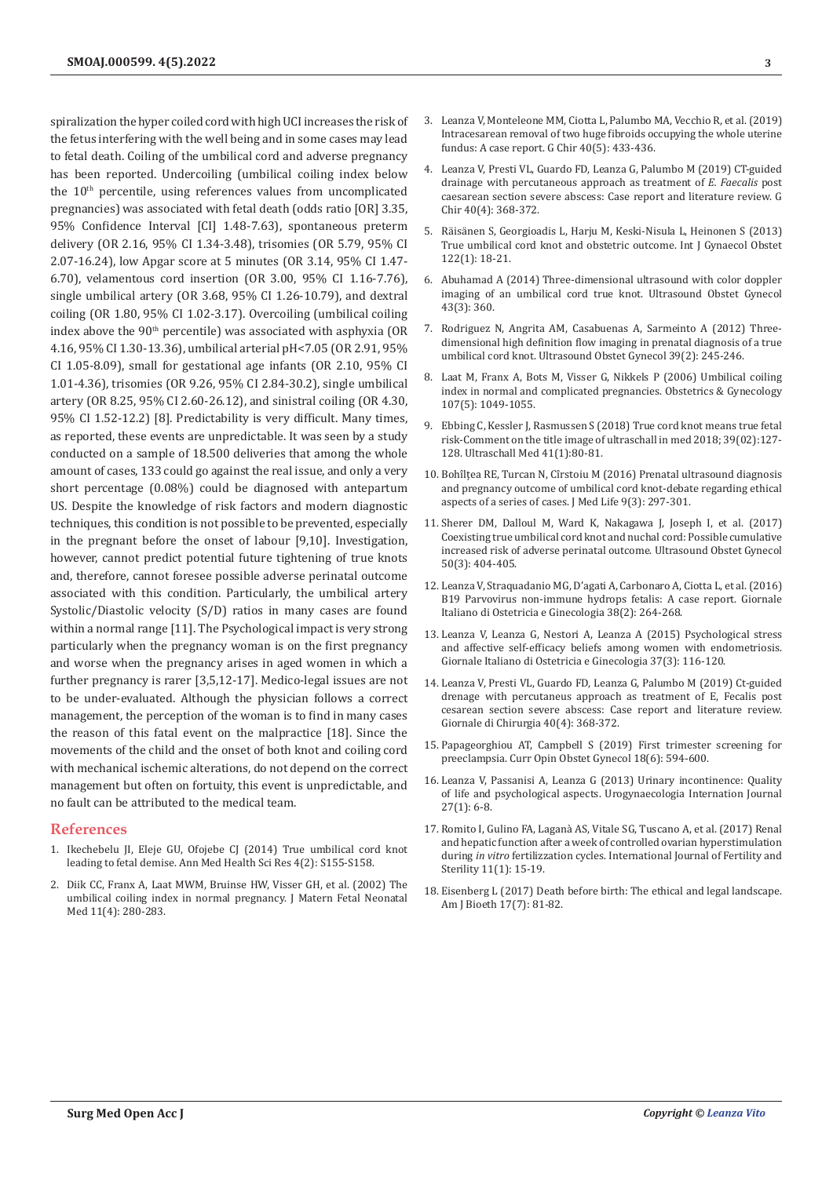spiralization the hyper coiled cord with high UCI increases the risk of the fetus interfering with the well being and in some cases may lead to fetal death. Coiling of the umbilical cord and adverse pregnancy has been reported. Undercoiling (umbilical coiling index below the $10^{th}$ percentile, using references values from uncomplicated pregnancies) was associated with fetal death (odds ratio [OR] 3.35, 95% Confidence Interval [CI] 1.48-7.63), spontaneous preterm delivery (OR 2.16, 95% CI 1.34-3.48), trisomies (OR 5.79, 95% CI 2.07-16.24), low Apgar score at 5 minutes (OR 3.14, 95% CI 1.47-6.70), velamentous cord insertion (OR 3.00, 95% CI 1.16-7.76), single umbilical artery (OR 3.68, 95% CI 1.26-10.79), and dextral coiling (OR 1.80, 95% CI 1.02-3.17). Overcoiling (umbilical coiling index above the $90^{th}$ percentile) was associated with asphyxia (OR 4.16, 95% CI 1.30-13.36), umbilical arterial pH<7.05 (OR 2.91, 95% CI 1.05-8.09), small for gestational age infants (OR 2.10, 95% CI 1.01-4.36), trisomies (OR 9.26, 95% CI 2.84-30.2), single umbilical artery (OR 8.25, 95% CI 2.60-26.12), and sinistral coiling (OR 4.30, 95% CI 1.52-12.2) [8]. Predictability is very difficult. Many times, as reported, these events are unpredictable. It was seen by a study conducted on a sample of 18.500 deliveries that among the whole amount of cases, 133 could go against the real issue, and only a very short percentage (0.08%) could be diagnosed with antepartum US. Despite the knowledge of risk factors and modern diagnostic techniques, this condition is not possible to be prevented, especially in the pregnant before the onset of labour [9,10]. Investigation, however, cannot predict potential future tightening of true knots and, therefore, cannot foresee possible adverse perinatal outcome associated with this condition. Particularly, the umbilical artery Systolic/Diastolic velocity (S/D) ratios in many cases are found within a normal range [11]. The Psychological impact is very strong particularly when the pregnancy woman is on the first pregnancy and worse when the pregnancy arises in aged women in which a further pregnancy is rarer [3,5,12-17]. Medico-legal issues are not to be under-evaluated. Although the physician follows a correct management, the perception of the woman is to find in many cases the reason of this fatal event on the malpractice [18]. Since the movements of the child and the onset of both knot and coiling cord with mechanical ischemic alterations, do not depend on the correct management but often on fortuity, this event is unpredictable, and no fault can be attributed to the medical team.

## References

1. Ikechebelu JI, Eleje GU, Ofojebe CJ (2014) True umbilical cord knot leading to fetal demise. Ann Med Health Sci Res 4(2): S155-S158.
2. Diik CC, Franx A, Laat MWM, Bruinse HW, Visser GH, et al. (2002) The umbilical coiling index in normal pregnancy. J Matern Fetal Neonatal Med 11(4): 280-283.
3. Leanza V, Monteleone MM, Ciotta L, Palumbo MA, Vecchio R, et al. (2019) Intracesarean removal of two huge fibroids occupying the whole uterine fundus: A case report. G Chir 40(5): 433-436.
4. Leanza V, Presti VL, Guardo FD, Leanza G, Palumbo M (2019) CT-guided drainage with percutaneous approach as treatment of *E. Faecalis* post caesarean section severe abscess: Case report and literature review. G Chir 40(4): 368-372.
5. Räisänen S, Georgioadis L, Harju M, Keski-Nisula L, Heinonen S (2013) True umbilical cord knot and obstetric outcome. Int J Gynaecol Obstet 122(1): 18-21.
6. Abuhamad A (2014) Three-dimensional ultrasound with color doppler imaging of an umbilical cord true knot. Ultrasound Obstet Gynecol 43(3): 360.
7. Rodriguez N, Angrita AM, Casabuenas A, Sarmeinto A (2012) Three-dimensional high definition flow imaging in prenatal diagnosis of a true umbilical cord knot. Ultrasound Obstet Gynecol 39(2): 245-246.
8. Laat M, Franx A, Bots M, Visser G, Nikkels P (2006) Umbilical coiling index in normal and complicated pregnancies. Obstetrics & Gynecology 107(5): 1049-1055.
9. Ebbing C, Kessler J, Rasmussen S (2018) True cord knot means true fetal risk-Comment on the title image of ultraschall in med 2018; 39(02):127-128. Ultraschall Med 41(1):80-81.
10. Bohîlțea RE, Turcan N, Cîrstoiu M (2016) Prenatal ultrasound diagnosis and pregnancy outcome of umbilical cord knot-debate regarding ethical aspects of a series of cases. J Med Life 9(3): 297-301.
11. Sherer DM, Dalloul M, Ward K, Nakagawa J, Joseph I, et al. (2017) Coexisting true umbilical cord knot and nuchal cord: Possible cumulative increased risk of adverse perinatal outcome. Ultrasound Obstet Gynecol 50(3): 404-405.
12. Leanza V, Straquadanio MG, D'agati A, Carbonaro A, Ciotta L, et al. (2016) B19 Parvovirus non-immune hydrops fetalis: A case report. Giornale Italiano di Ostetricia e Ginecologia 38(2): 264-268.
13. Leanza V, Leanza G, Nestori A, Leanza A (2015) Psychological stress and affective self-efficacy beliefs among women with endometriosis. Giornale Italiano di Ostetricia e Ginecologia 37(3): 116-120.
14. Leanza V, Presti VL, Guardo FD, Leanza G, Palumbo M (2019) Ct-guided drenage with percutaneus approach as treatment of E, Fecalis post cesarean section severe abscess: Case report and literature review. Giornale di Chirurgia 40(4): 368-372.
15. Papageorghiou AT, Campbell S (2019) First trimester screening for preeclampsia. Curr Opin Obstet Gynecol 18(6): 594-600.
16. Leanza V, Passanisi A, Leanza G (2013) Urinary incontinence: Quality of life and psychological aspects. Urogynaecologia International Journal 27(1): 6-8.
17. Romito I, Gulino FA, Laganà AS, Vitale SG, Tuscano A, et al. (2017) Renal and hepatic function after a week of controlled ovarian hyperstimulation during *in vitro* fertilizzation cycles. International Journal of Fertility and Sterility 11(1): 15-19.
18. Eisenberg L (2017) Death before birth: The ethical and legal landscape. Am J Bioeth 17(7): 81-82.